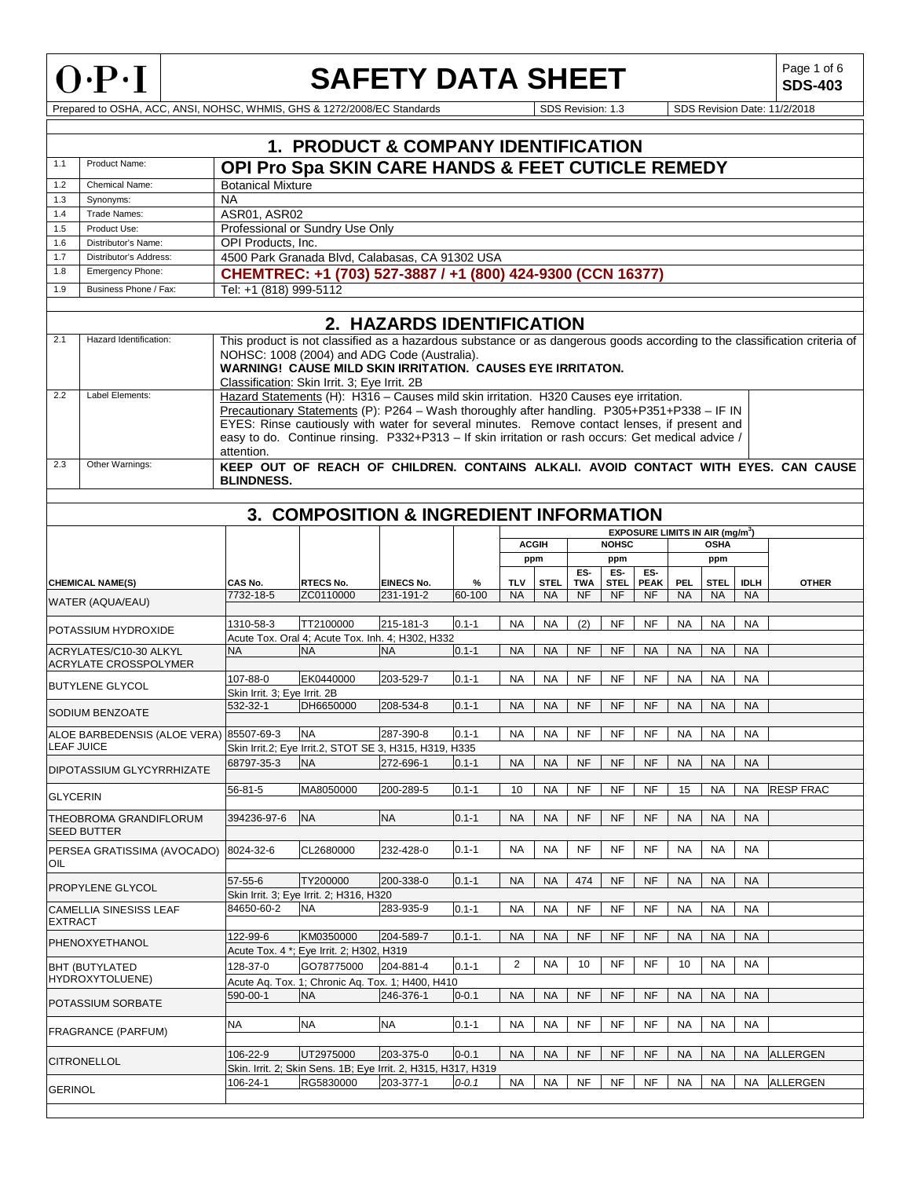# O·P·I SAFETY DATA SHEET

**SDS-403**

Prepared to OSHA, ACC, ANSI, NOHSC, WHMIS, GHS & 1272/2008/EC Standards | SDS Revision: 1.3 | SDS Revision Date: 11/2/2018

## 1. PRODUCT & COMPANY IDENTIFICATION

| | | |
|---|---|---|
| 1.1 | Product Name: | **OPI Pro Spa SKIN CARE HANDS & FEET CUTICLE REMEDY** |
| 1.2 | Chemical Name: | Botanical Mixture |
| 1.3 | Synonyms: | NA |
| 1.4 | Trade Names: | ASR01, ASR02 |
| 1.5 | Product Use: | Professional or Sundry Use Only |
| 1.6 | Distributor's Name: | OPI Products, Inc. |
| 1.7 | Distributor's Address: | 4500 Park Granada Blvd, Calabasas, CA 91302 USA |
| 1.8 | Emergency Phone: | **CHEMTREC: +1 (703) 527-3887 / +1 (800) 424-9300 (CCN 16377)** |
| 1.9 | Business Phone / Fax: | Tel: +1 (818) 999-5112 |

## 2. HAZARDS IDENTIFICATION

| | | |
|---|---|---|
| 2.1 | Hazard Identification: | This product is not classified as a hazardous substance or as dangerous goods according to the classification criteria of NOHSC: 1008 (2004) and ADG Code (Australia).<br>**WARNING! CAUSE MILD SKIN IRRITATION. CAUSES EYE IRRITATON.**<br>Classification: Skin Irrit. 3; Eye Irrit. 2B |
| 2.2 | Label Elements: | Hazard Statements (H): H316 – Causes mild skin irritation. H320 Causes eye irritation.<br>Precautionary Statements (P): P264 – Wash thoroughly after handling. P305+P351+P338 – IF IN EYES: Rinse cautiously with water for several minutes. Remove contact lenses, if present and easy to do. Continue rinsing. P332+P313 – If skin irritation or rash occurs: Get medical advice / attention. |
| 2.3 | Other Warnings: | **KEEP OUT OF REACH OF CHILDREN. CONTAINS ALKALI. AVOID CONTACT WITH EYES. CAN CAUSE BLINDNESS.** |

## 3. COMPOSITION & INGREDIENT INFORMATION

| | | | | | EXPOSURE LIMITS IN AIR (mg/m$^3$) | | | | | | | | |
|---|---|---|---|---|---|---|---|---|---|---|---|---|---|
| | | | | | ACGIH | | NOHSC | | | OSHA | | | |
| | | | | | ppm | | ppm | | | ppm | | | |
| **CHEMICAL NAME(S)** | **CAS No.** | **RTECS No.** | **EINECS No.** | **%** | **TLV** | **STEL** | **ES-TWA** | **ES-STEL** | **ES-PEAK** | **PEL** | **STEL** | **IDLH** | **OTHER** |
| WATER (AQUA/EAU) | 7732-18-5 | ZC0110000 | 231-191-2 | 60-100 | NA | NA | NF | NF | NF | NA | NA | NA | |
| POTASSIUM HYDROXIDE | 1310-58-3 | TT2100000 | 215-181-3 | 0.1-1 | NA | NA | (2) | NF | NF | NA | NA | NA | |
| | Acute Tox. Oral 4; Acute Tox. Inh. 4; H302, H332 | | | | | | | | | | | | |
| ACRYLATES/C10-30 ALKYL ACRYLATE CROSSPOLYMER | NA | NA | NA | 0.1-1 | NA | NA | NF | NF | NA | NA | NA | NA | |
| BUTYLENE GLYCOL | 107-88-0 | EK0440000 | 203-529-7 | 0.1-1 | NA | NA | NF | NF | NF | NA | NA | NA | |
| | Skin Irrit. 3; Eye Irrit. 2B | | | | | | | | | | | | |
| SODIUM BENZOATE | 532-32-1 | DH6650000 | 208-534-8 | 0.1-1 | NA | NA | NF | NF | NF | NA | NA | NA | |
| ALOE BARBEDENSIS (ALOE VERA) LEAF JUICE | 85507-69-3 | NA | 287-390-8 | 0.1-1 | NA | NA | NF | NF | NF | NA | NA | NA | |
| | Skin Irrit.2; Eye Irrit.2, STOT SE 3, H315, H319, H335 | | | | | | | | | | | | |
| DIPOTASSIUM GLYCYRRHIZATE | 68797-35-3 | NA | 272-696-1 | 0.1-1 | NA | NA | NF | NF | NF | NA | NA | NA | |
| GLYCERIN | 56-81-5 | MA8050000 | 200-289-5 | 0.1-1 | 10 | NA | NF | NF | NF | 15 | NA | NA | RESP FRAC |
| THEOBROMA GRANDIFLORUM SEED BUTTER | 394236-97-6 | NA | NA | 0.1-1 | NA | NA | NF | NF | NF | NA | NA | NA | |
| PERSEA GRATISSIMA (AVOCADO) OIL | 8024-32-6 | CL2680000 | 232-428-0 | 0.1-1 | NA | NA | NF | NF | NF | NA | NA | NA | |
| PROPYLENE GLYCOL | 57-55-6 | TY200000 | 200-338-0 | 0.1-1 | NA | NA | 474 | NF | NF | NA | NA | NA | |
| | Skin Irrit. 3; Eye Irrit. 2; H316, H320 | | | | | | | | | | | | |
| CAMELLIA SINESISS LEAF EXTRACT | 84650-60-2 | NA | 283-935-9 | 0.1-1 | NA | NA | NF | NF | NF | NA | NA | NA | |
| PHENOXYETHANOL | 122-99-6 | KM0350000 | 204-589-7 | 0.1-1. | NA | NA | NF | NF | NF | NA | NA | NA | |
| | Acute Tox. 4 *; Eye Irrit. 2; H302, H319 | | | | | | | | | | | | |
| BHT (BUTYLATED HYDROXYTOLUENE) | 128-37-0 | GO78775000 | 204-881-4 | 0.1-1 | 2 | NA | 10 | NF | NF | 10 | NA | NA | |
| | Acute Aq. Tox. 1; Chronic Aq. Tox. 1; H400, H410 | | | | | | | | | | | | |
| POTASSIUM SORBATE | 590-00-1 | NA | 246-376-1 | 0-0.1 | NA | NA | NF | NF | NF | NA | NA | NA | |
| FRAGRANCE (PARFUM) | NA | NA | NA | 0.1-1 | NA | NA | NF | NF | NF | NA | NA | NA | |
| CITRONELLOL | 106-22-9 | UT2975000 | 203-375-0 | 0-0.1 | NA | NA | NF | NF | NF | NA | NA | NA | ALLERGEN |
| | Skin. Irrit. 2; Skin Sens. 1B; Eye Irrit. 2, H315, H317, H319 | | | | | | | | | | | | |
| GERINOL | 106-24-1 | RG5830000 | 203-377-1 | *0-0.1* | NA | NA | NF | NF | NF | NA | NA | NA | ALLERGEN |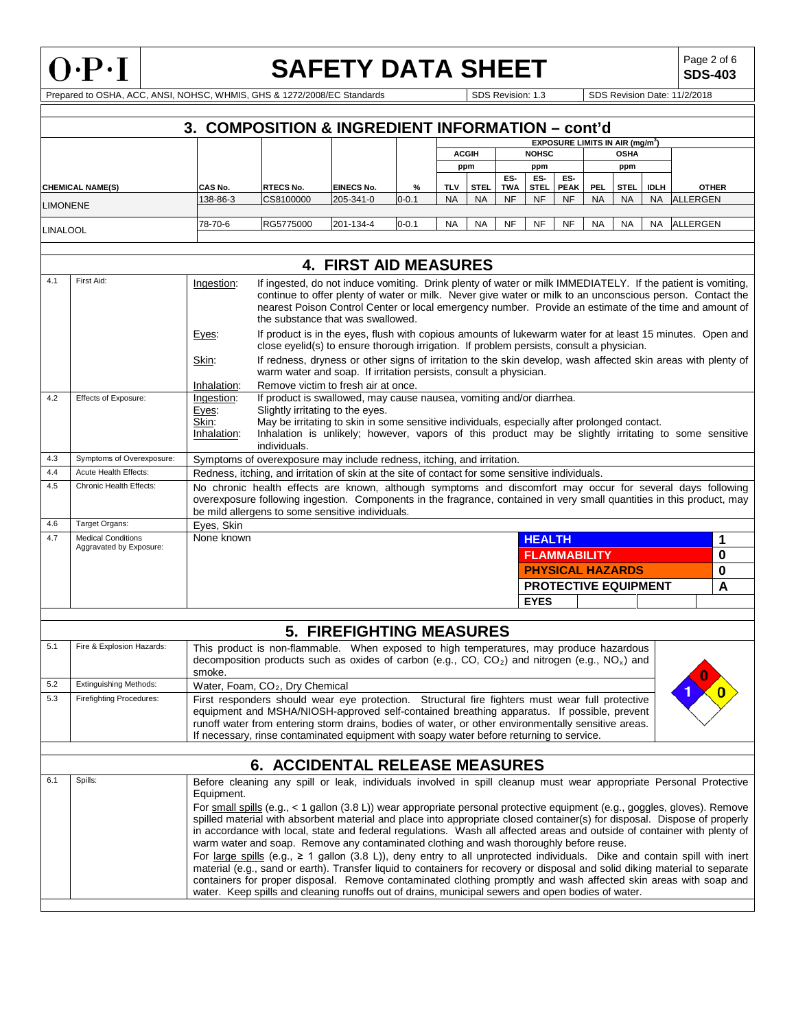## 3. COMPOSITION & INGREDIENT INFORMATION – cont'd

| CHEMICAL NAME(S) | CAS No. | RTECS No. | EINECS No. | % | ACGIH ppm TLV | ACGIH ppm STEL | NOHSC ppm ES-TWA | NOHSC ppm ES-STEL | NOHSC ppm ES-PEAK | OSHA ppm PEL | OSHA ppm STEL | OSHA ppm IDLH | OTHER |
|---|---|---|---|---|---|---|---|---|---|---|---|---|---|
| LIMONENE | 138-86-3 | CS8100000 | 205-341-0 | 0-0.1 | NA | NA | NF | NF | NF | NA | NA | NA | ALLERGEN |
| LINALOOL | 78-70-6 | RG5775000 | 201-134-4 | 0-0.1 | NA | NA | NF | NF | NF | NA | NA | NA | ALLERGEN |

EXPOSURE LIMITS IN AIR ($mg/m^3$)

## 4. FIRST AID MEASURES

**4.1 First Aid:**

- Ingestion: If ingested, do not induce vomiting. Drink plenty of water or milk IMMEDIATELY. If the patient is vomiting, continue to offer plenty of water or milk. Never give water or milk to an unconscious person. Contact the nearest Poison Control Center or local emergency number. Provide an estimate of the time and amount of the substance that was swallowed.
- Eyes: If product is in the eyes, flush with copious amounts of lukewarm water for at least 15 minutes. Open and close eyelid(s) to ensure thorough irrigation. If problem persists, consult a physician.
- Skin: If redness, dryness or other signs of irritation to the skin develop, wash affected skin areas with plenty of warm water and soap. If irritation persists, consult a physician.
- Inhalation: Remove victim to fresh air at once.

**4.2 Effects of Exposure:**

- Ingestion: If product is swallowed, may cause nausea, vomiting and/or diarrhea.
- Eyes: Slightly irritating to the eyes.
- Skin: May be irritating to skin in some sensitive individuals, especially after prolonged contact.
- Inhalation: Inhalation is unlikely; however, vapors of this product may be slightly irritating to some sensitive individuals.

**4.3 Symptoms of Overexposure:** Symptoms of overexposure may include redness, itching, and irritation.

**4.4 Acute Health Effects:** Redness, itching, and irritation of skin at the site of contact for some sensitive individuals.

**4.5 Chronic Health Effects:** No chronic health effects are known, although symptoms and discomfort may occur for several days following overexposure following ingestion. Components in the fragrance, contained in very small quantities in this product, may be mild allergens to some sensitive individuals.

**4.6 Target Organs:** Eyes, Skin

**4.7 Medical Conditions Aggravated by Exposure:** None known

| HMIS | |
|---|---|
| HEALTH | 1 |
| FLAMMABILITY | 0 |
| PHYSICAL HAZARDS | 0 |
| PROTECTIVE EQUIPMENT | A |
| EYES | |

## 5. FIREFIGHTING MEASURES

**5.1 Fire & Explosion Hazards:** This product is non-flammable. When exposed to high temperatures, may produce hazardous decomposition products such as oxides of carbon (e.g., $CO$, $CO_2$) and nitrogen (e.g., $NO_x$) and smoke.

**5.2 Extinguishing Methods:** Water, Foam, $CO_2$, Dry Chemical

**5.3 Firefighting Procedures:** First responders should wear eye protection. Structural fire fighters must wear full protective equipment and MSHA/NIOSH-approved self-contained breathing apparatus. If possible, prevent runoff water from entering storm drains, bodies of water, or other environmentally sensitive areas. If necessary, rinse contaminated equipment with soapy water before returning to service.

NFPA: Health 1, Flammability 0, Instability 0

## 6. ACCIDENTAL RELEASE MEASURES

**6.1 Spills:** Before cleaning any spill or leak, individuals involved in spill cleanup must wear appropriate Personal Protective Equipment.

For small spills (e.g., < 1 gallon (3.8 L)) wear appropriate personal protective equipment (e.g., goggles, gloves). Remove spilled material with absorbent material and place into appropriate closed container(s) for disposal. Dispose of properly in accordance with local, state and federal regulations. Wash all affected areas and outside of container with plenty of warm water and soap. Remove any contaminated clothing and wash thoroughly before reuse.

For large spills (e.g., ≥ 1 gallon (3.8 L)), deny entry to all unprotected individuals. Dike and contain spill with inert material (e.g., sand or earth). Transfer liquid to containers for recovery or disposal and solid diking material to separate containers for proper disposal. Remove contaminated clothing promptly and wash affected skin areas with soap and water. Keep spills and cleaning runoffs out of drains, municipal sewers and open bodies of water.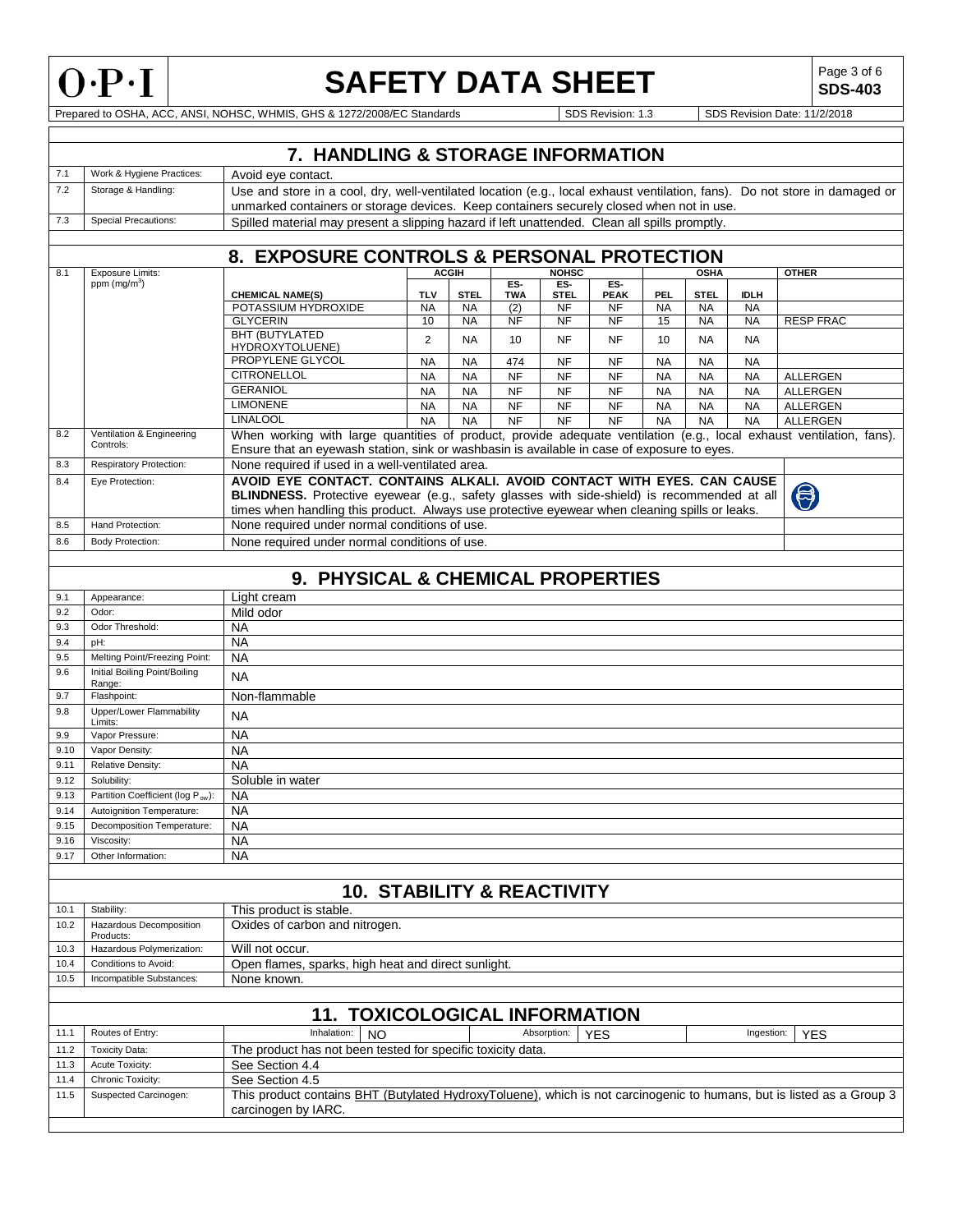## 7. HANDLING & STORAGE INFORMATION

| | | |
|---|---|---|
| 7.1 | Work & Hygiene Practices: | Avoid eye contact. |
| 7.2 | Storage & Handling: | Use and store in a cool, dry, well-ventilated location (e.g., local exhaust ventilation, fans). Do not store in damaged or unmarked containers or storage devices. Keep containers securely closed when not in use. |
| 7.3 | Special Precautions: | Spilled material may present a slipping hazard if left unattended. Clean all spills promptly. |

## 8. EXPOSURE CONTROLS & PERSONAL PROTECTION

8.1 Exposure Limits: ppm (mg/m$^3$)

| CHEMICAL NAME(S) | ACGIH | | NOHSC | | | OSHA | | | OTHER |
|---|---|---|---|---|---|---|---|---|---|
| | TLV | STEL | ES-TWA | ES-STEL | ES-PEAK | PEL | STEL | IDLH | |
| POTASSIUM HYDROXIDE | NA | NA | (2) | NF | NF | NA | NA | NA | |
| GLYCERIN | 10 | NA | NF | NF | NF | 15 | NA | NA | RESP FRAC |
| BHT (BUTYLATED HYDROXYTOLUENE) | 2 | NA | 10 | NF | NF | 10 | NA | NA | |
| PROPYLENE GLYCOL | NA | NA | 474 | NF | NF | NA | NA | NA | |
| CITRONELLOL | NA | NA | NF | NF | NF | NA | NA | NA | ALLERGEN |
| GERANIOL | NA | NA | NF | NF | NF | NA | NA | NA | ALLERGEN |
| LIMONENE | NA | NA | NF | NF | NF | NA | NA | NA | ALLERGEN |
| LINALOOL | NA | NA | NF | NF | NF | NA | NA | NA | ALLERGEN |

| | | |
|---|---|---|
| 8.2 | Ventilation & Engineering Controls: | When working with large quantities of product, provide adequate ventilation (e.g., local exhaust ventilation, fans). Ensure that an eyewash station, sink or washbasin is available in case of exposure to eyes. |
| 8.3 | Respiratory Protection: | None required if used in a well-ventilated area. |
| 8.4 | Eye Protection: | **AVOID EYE CONTACT. CONTAINS ALKALI. AVOID CONTACT WITH EYES. CAN CAUSE BLINDNESS.** Protective eyewear (e.g., safety glasses with side-shield) is recommended at all times when handling this product. Always use protective eyewear when cleaning spills or leaks. |
| 8.5 | Hand Protection: | None required under normal conditions of use. |
| 8.6 | Body Protection: | None required under normal conditions of use. |

## 9. PHYSICAL & CHEMICAL PROPERTIES

| | | |
|---|---|---|
| 9.1 | Appearance: | Light cream |
| 9.2 | Odor: | Mild odor |
| 9.3 | Odor Threshold: | NA |
| 9.4 | pH: | NA |
| 9.5 | Melting Point/Freezing Point: | NA |
| 9.6 | Initial Boiling Point/Boiling Range: | NA |
| 9.7 | Flashpoint: | Non-flammable |
| 9.8 | Upper/Lower Flammability Limits: | NA |
| 9.9 | Vapor Pressure: | NA |
| 9.10 | Vapor Density: | NA |
| 9.11 | Relative Density: | NA |
| 9.12 | Solubility: | Soluble in water |
| 9.13 | Partition Coefficient (log $P_{ow}$): | NA |
| 9.14 | Autoignition Temperature: | NA |
| 9.15 | Decomposition Temperature: | NA |
| 9.16 | Viscosity: | NA |
| 9.17 | Other Information: | NA |

## 10. STABILITY & REACTIVITY

| | | |
|---|---|---|
| 10.1 | Stability: | This product is stable. |
| 10.2 | Hazardous Decomposition Products: | Oxides of carbon and nitrogen. |
| 10.3 | Hazardous Polymerization: | Will not occur. |
| 10.4 | Conditions to Avoid: | Open flames, sparks, high heat and direct sunlight. |
| 10.5 | Incompatible Substances: | None known. |

## 11. TOXICOLOGICAL INFORMATION

| | | |
|---|---|---|
| 11.1 | Routes of Entry: | Inhalation: NO; Absorption: YES; Ingestion: YES |
| 11.2 | Toxicity Data: | The product has not been tested for specific toxicity data. |
| 11.3 | Acute Toxicity: | See Section 4.4 |
| 11.4 | Chronic Toxicity: | See Section 4.5 |
| 11.5 | Suspected Carcinogen: | This product contains BHT (Butylated HydroxyToluene), which is not carcinogenic to humans, but is listed as a Group 3 carcinogen by IARC. |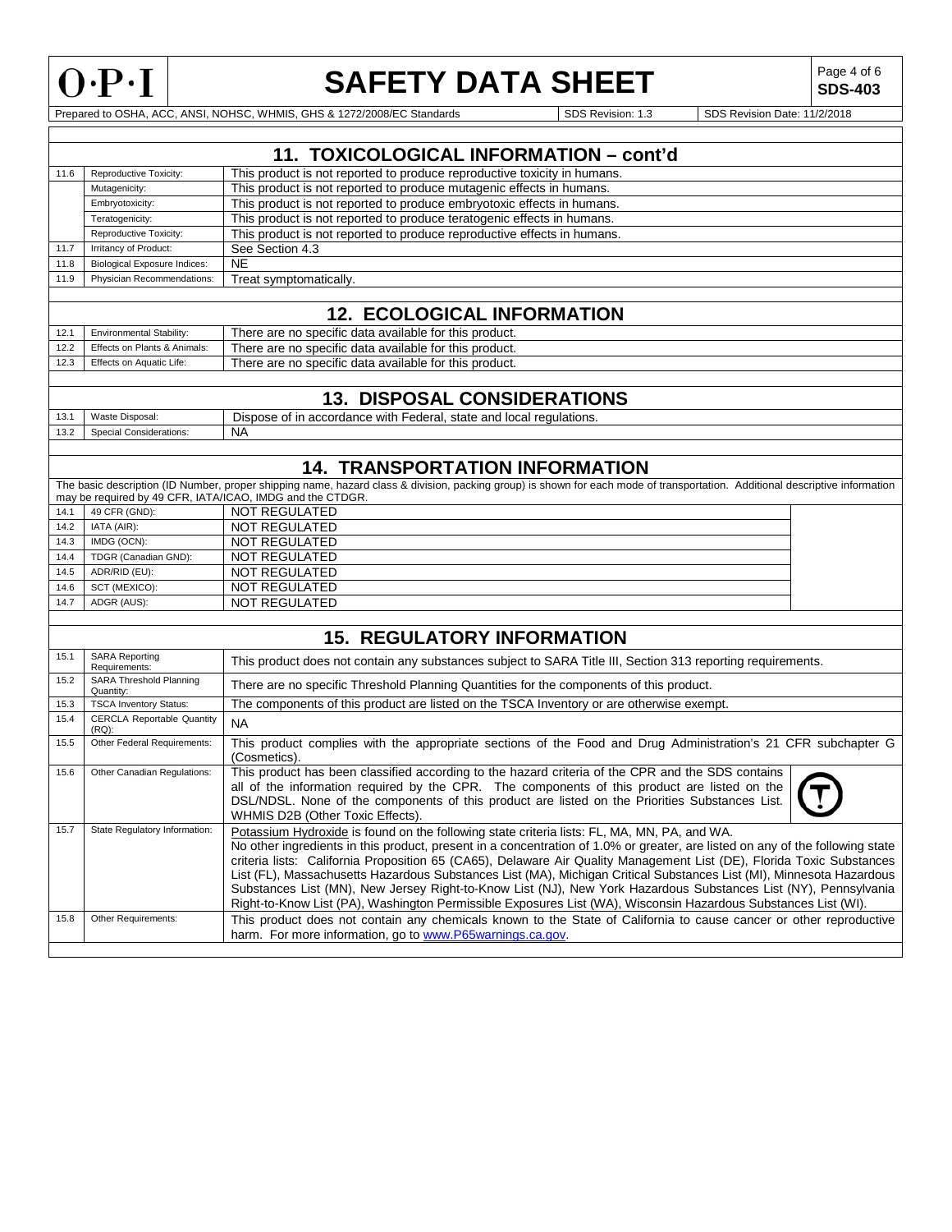## 11. TOXICOLOGICAL INFORMATION – cont'd

| | | |
|---|---|---|
| 11.6 | Reproductive Toxicity: | This product is not reported to produce reproductive toxicity in humans. |
| | Mutagenicity: | This product is not reported to produce mutagenic effects in humans. |
| | Embryotoxicity: | This product is not reported to produce embryotoxic effects in humans. |
| | Teratogenicity: | This product is not reported to produce teratogenic effects in humans. |
| | Reproductive Toxicity: | This product is not reported to produce reproductive effects in humans. |
| 11.7 | Irritancy of Product: | See Section 4.3 |
| 11.8 | Biological Exposure Indices: | NE |
| 11.9 | Physician Recommendations: | Treat symptomatically. |

## 12. ECOLOGICAL INFORMATION

| | | |
|---|---|---|
| 12.1 | Environmental Stability: | There are no specific data available for this product. |
| 12.2 | Effects on Plants & Animals: | There are no specific data available for this product. |
| 12.3 | Effects on Aquatic Life: | There are no specific data available for this product. |

## 13. DISPOSAL CONSIDERATIONS

| | | |
|---|---|---|
| 13.1 | Waste Disposal: | Dispose of in accordance with Federal, state and local regulations. |
| 13.2 | Special Considerations: | NA |

## 14. TRANSPORTATION INFORMATION

The basic description (ID Number, proper shipping name, hazard class & division, packing group) is shown for each mode of transportation. Additional descriptive information may be required by 49 CFR, IATA/ICAO, IMDG and the CTDGR.

| | | |
|---|---|---|
| 14.1 | 49 CFR (GND): | NOT REGULATED |
| 14.2 | IATA (AIR): | NOT REGULATED |
| 14.3 | IMDG (OCN): | NOT REGULATED |
| 14.4 | TDGR (Canadian GND): | NOT REGULATED |
| 14.5 | ADR/RID (EU): | NOT REGULATED |
| 14.6 | SCT (MEXICO): | NOT REGULATED |
| 14.7 | ADGR (AUS): | NOT REGULATED |

## 15. REGULATORY INFORMATION

| | | |
|---|---|---|
| 15.1 | SARA Reporting Requirements: | This product does not contain any substances subject to SARA Title III, Section 313 reporting requirements. |
| 15.2 | SARA Threshold Planning Quantity: | There are no specific Threshold Planning Quantities for the components of this product. |
| 15.3 | TSCA Inventory Status: | The components of this product are listed on the TSCA Inventory or are otherwise exempt. |
| 15.4 | CERCLA Reportable Quantity (RQ): | NA |
| 15.5 | Other Federal Requirements: | This product complies with the appropriate sections of the Food and Drug Administration's 21 CFR subchapter G (Cosmetics). |
| 15.6 | Other Canadian Regulations: | This product has been classified according to the hazard criteria of the CPR and the SDS contains all of the information required by the CPR. The components of this product are listed on the DSL/NDSL. None of the components of this product are listed on the Priorities Substances List. WHMIS D2B (Other Toxic Effects). |
| 15.7 | State Regulatory Information: | Potassium Hydroxide is found on the following state criteria lists: FL, MA, MN, PA, and WA. No other ingredients in this product, present in a concentration of 1.0% or greater, are listed on any of the following state criteria lists: California Proposition 65 (CA65), Delaware Air Quality Management List (DE), Florida Toxic Substances List (FL), Massachusetts Hazardous Substances List (MA), Michigan Critical Substances List (MI), Minnesota Hazardous Substances List (MN), New Jersey Right-to-Know List (NJ), New York Hazardous Substances List (NY), Pennsylvania Right-to-Know List (PA), Washington Permissible Exposures List (WA), Wisconsin Hazardous Substances List (WI). |
| 15.8 | Other Requirements: | This product does not contain any chemicals known to the State of California to cause cancer or other reproductive harm. For more information, go to www.P65warnings.ca.gov. |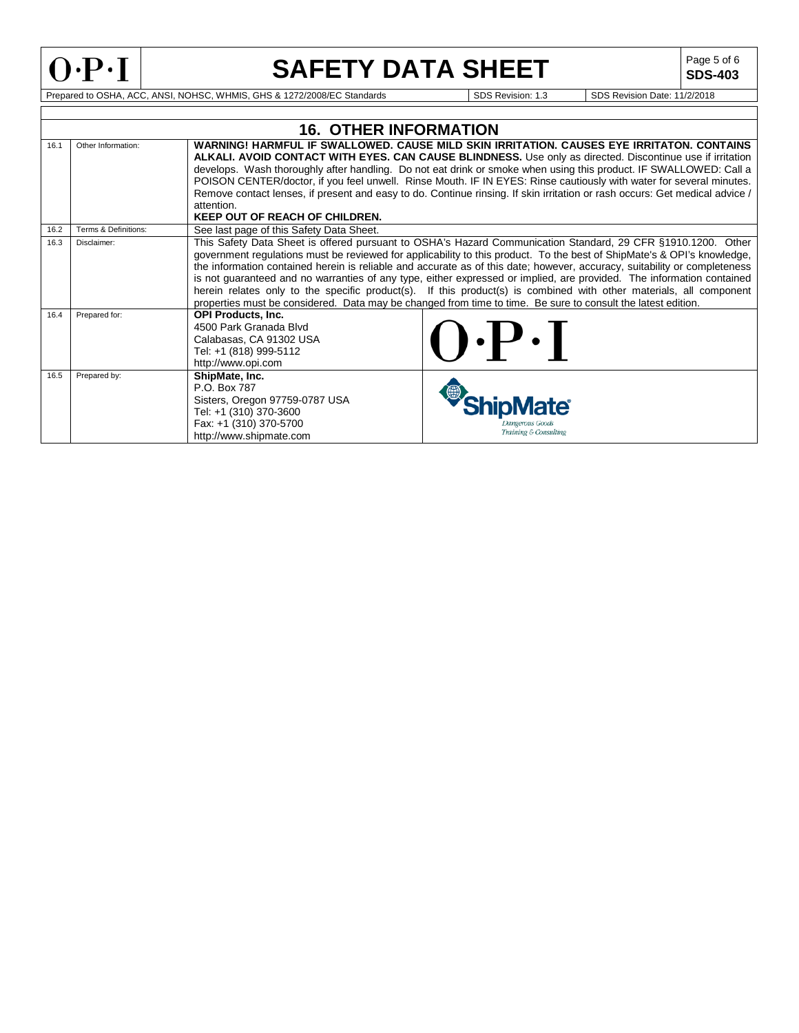# SAFETY DATA SHEET

**SDS-403**

Prepared to OSHA, ACC, ANSI, NOHSC, WHMIS, GHS & 1272/2008/EC Standards | SDS Revision: 1.3 | SDS Revision Date: 11/2/2018

## 16. OTHER INFORMATION

| | | |
|---|---|---|
| 16.1 | Other Information: | **WARNING! HARMFUL IF SWALLOWED. CAUSE MILD SKIN IRRITATION. CAUSES EYE IRRITATON. CONTAINS ALKALI. AVOID CONTACT WITH EYES. CAN CAUSE BLINDNESS.** Use only as directed. Discontinue use if irritation develops. Wash thoroughly after handling. Do not eat drink or smoke when using this product. IF SWALLOWED: Call a POISON CENTER/doctor, if you feel unwell. Rinse Mouth. IF IN EYES: Rinse cautiously with water for several minutes. Remove contact lenses, if present and easy to do. Continue rinsing. If skin irritation or rash occurs: Get medical advice / attention. **KEEP OUT OF REACH OF CHILDREN.** |
| 16.2 | Terms & Definitions: | See last page of this Safety Data Sheet. |
| 16.3 | Disclaimer: | This Safety Data Sheet is offered pursuant to OSHA's Hazard Communication Standard, 29 CFR §1910.1200. Other government regulations must be reviewed for applicability to this product. To the best of ShipMate's & OPI's knowledge, the information contained herein is reliable and accurate as of this date; however, accuracy, suitability or completeness is not guaranteed and no warranties of any type, either expressed or implied, are provided. The information contained herein relates only to the specific product(s). If this product(s) is combined with other materials, all component properties must be considered. Data may be changed from time to time. Be sure to consult the latest edition. |
| 16.4 | Prepared for: | **OPI Products, Inc.**<br>4500 Park Granada Blvd<br>Calabasas, CA 91302 USA<br>Tel: +1 (818) 999-5112<br>http://www.opi.com |
| 16.5 | Prepared by: | **ShipMate, Inc.**<br>P.O. Box 787<br>Sisters, Oregon 97759-0787 USA<br>Tel: +1 (310) 370-3600<br>Fax: +1 (310) 370-5700<br>http://www.shipmate.com |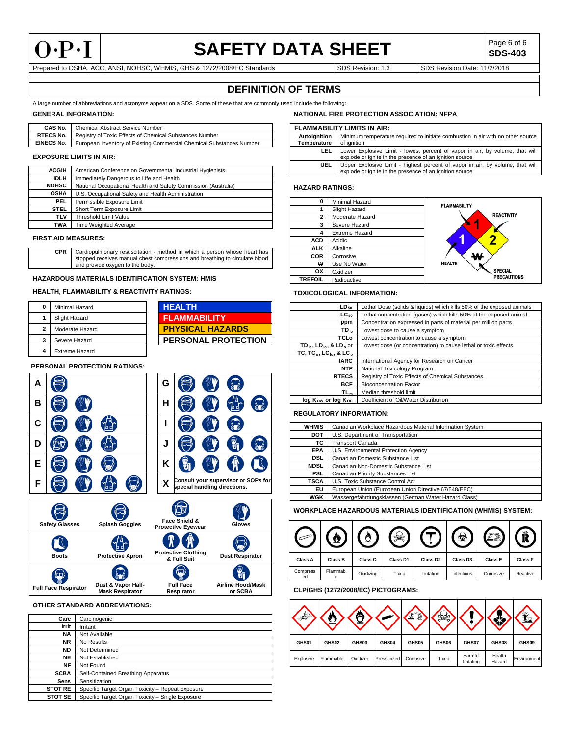# SAFETY DATA SHEET

**SDS-403**

Prepared to OSHA, ACC, ANSI, NOHSC, WHMIS, GHS & 1272/2008/EC Standards | SDS Revision: 1.3 | SDS Revision Date: 11/2/2018

## DEFINITION OF TERMS

A large number of abbreviations and acronyms appear on a SDS. Some of these that are commonly used include the following:

### GENERAL INFORMATION:

| | |
|---|---|
| **CAS No.** | Chemical Abstract Service Number |
| **RTECS No.** | Registry of Toxic Effects of Chemical Substances Number |
| **EINECS No.** | European Inventory of Existing Commercial Chemical Substances Number |

### EXPOSURE LIMITS IN AIR:

| | |
|---|---|
| **ACGIH** | American Conference on Governmental Industrial Hygienists |
| **IDLH** | Immediately Dangerous to Life and Health |
| **NOHSC** | National Occupational Health and Safety Commission (Australia) |
| **OSHA** | U.S. Occupational Safety and Health Administration |
| **PEL** | Permissible Exposure Limit |
| **STEL** | Short Term Exposure Limit |
| **TLV** | Threshold Limit Value |
| **TWA** | Time Weighted Average |

### FIRST AID MEASURES:

| | |
|---|---|
| **CPR** | Cardiopulmonary resuscitation - method in which a person whose heart has stopped receives manual chest compressions and breathing to circulate blood and provide oxygen to the body. |

### HAZARDOUS MATERIALS IDENTIFICATION SYSTEM: HMIS

### HEALTH, FLAMMABILITY & REACTIVITY RATINGS:

| | |
|---|---|
| **0** | Minimal Hazard |
| **1** | Slight Hazard |
| **2** | Moderate Hazard |
| **3** | Severe Hazard |
| **4** | Extreme Hazard |

**HEALTH**
**FLAMMABILITY**
**PHYSICAL HAZARDS**
**PERSONAL PROTECTION**

### PERSONAL PROTECTION RATINGS:

A, B, C, D, E, F, G, H, I, J, K

X — Consult your supervisor or SOPs for special handling directions.

Safety Glasses | Splash Goggles | Face Shield & Protective Eyewear | Gloves | Boots | Protective Apron | Protective Clothing & Full Suit | Dust Respirator | Full Face Respirator | Dust & Vapor Half-Mask Respirator | Full Face Respirator | Airline Hood/Mask or SCBA

### OTHER STANDARD ABBREVIATIONS:

| | |
|---|---|
| **Carc** | Carcinogenic |
| **Irrit** | Irritant |
| **NA** | Not Available |
| **NR** | No Results |
| **ND** | Not Determined |
| **NE** | Not Established |
| **NF** | Not Found |
| **SCBA** | Self-Contained Breathing Apparatus |
| **Sens** | Sensitization |
| **STOT RE** | Specific Target Organ Toxicity – Repeat Exposure |
| **STOT SE** | Specific Target Organ Toxicity – Single Exposure |

### NATIONAL FIRE PROTECTION ASSOCIATION: NFPA

| FLAMMABILITY LIMITS IN AIR: | |
|---|---|
| **Autoignition Temperature** | Minimum temperature required to initiate combustion in air with no other source of ignition |
| **LEL** | Lower Explosive Limit - lowest percent of vapor in air, by volume, that will explode or ignite in the presence of an ignition source |
| **UEL** | Upper Explosive Limit - highest percent of vapor in air, by volume, that will explode or ignite in the presence of an ignition source |

### HAZARD RATINGS:

| | |
|---|---|
| **0** | Minimal Hazard |
| **1** | Slight Hazard |
| **2** | Moderate Hazard |
| **3** | Severe Hazard |
| **4** | Extreme Hazard |
| **ACD** | Acidic |
| **ALK** | Alkaline |
| **COR** | Corrosive |
| **W** | Use No Water |
| **OX** | Oxidizer |
| **TREFOIL** | Radioactive |

FLAMMABILITY
REACTIVITY
HEALTH
SPECIAL PRECAUTIONS

### TOXICOLOGICAL INFORMATION:

| | |
|---|---|
| **$LD_{50}$** | Lethal Dose (solids & liquids) which kills 50% of the exposed animals |
| **$LC_{50}$** | Lethal concentration (gases) which kills 50% of the exposed animal |
| **ppm** | Concentration expressed in parts of material per million parts |
| **$TD_{lo}$** | Lowest dose to cause a symptom |
| **TCLo** | Lowest concentration to cause a symptom |
| **$TD_{lo}$, $LD_{lo}$, & $LD_o$ or TC, $TC_o$, $LC_{lo}$, & $LC_o$** | Lowest dose (or concentration) to cause lethal or toxic effects |
| **IARC** | International Agency for Research on Cancer |
| **NTP** | National Toxicology Program |
| **RTECS** | Registry of Toxic Effects of Chemical Substances |
| **BCF** | Bioconcentration Factor |
| **$TL_m$** | Median threshold limit |
| **log $K_{OW}$ or log $K_{OC}$** | Coefficient of Oil/Water Distribution |

### REGULATORY INFORMATION:

| | |
|---|---|
| **WHMIS** | Canadian Workplace Hazardous Material Information System |
| **DOT** | U.S. Department of Transportation |
| **TC** | Transport Canada |
| **EPA** | U.S. Environmental Protection Agency |
| **DSL** | Canadian Domestic Substance List |
| **NDSL** | Canadian Non-Domestic Substance List |
| **PSL** | Canadian Priority Substances List |
| **TSCA** | U.S. Toxic Substance Control Act |
| **EU** | European Union (European Union Directive 67/548/EEC) |
| **WGK** | Wassergefährdungsklassen (German Water Hazard Class) |

### WORKPLACE HAZARDOUS MATERIALS IDENTIFICATION (WHMIS) SYSTEM:

| Class A | Class B | Class C | Class D1 | Class D2 | Class D3 | Class E | Class F |
|---|---|---|---|---|---|---|---|
| Compressed | Flammable | Oxidizing | Toxic | Irritation | Infectious | Corrosive | Reactive |

### CLP/GHS (1272/2008/EC) PICTOGRAMS:

| GHS01 | GHS02 | GHS03 | GHS04 | GHS05 | GHS06 | GHS07 | GHS08 | GHS09 |
|---|---|---|---|---|---|---|---|---|
| Explosive | Flammable | Oxidizer | Pressurized | Corrosive | Toxic | Harmful Irritating | Health Hazard | Environment |